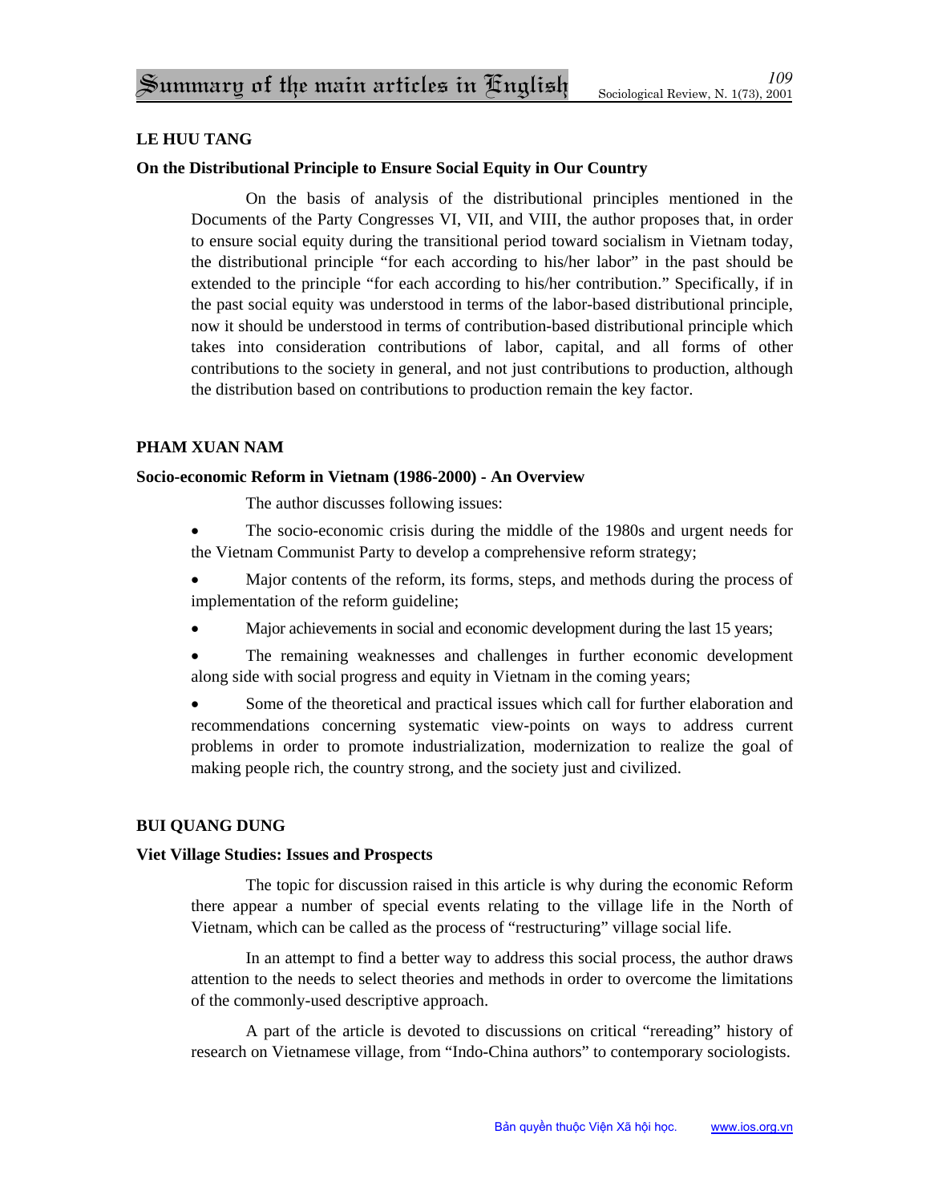# Summary of the main articles in English

## LE HUU TANG

### On the Distributional Principle to Ensure Social Equity in Our Country

On the basis of analysis of the distributional principles mentioned in the Documents of the Party Congresses VI, VII, and VIII, the author proposes that, in order to ensure social equity during the transitional period toward socialism in Vietnam today, the distributional principle "for each according to his/her labor" in the past should be extended to the principle "for each according to his/her contribution." Specifically, if in the past social equity was understood in terms of the labor-based distributional principle, now it should be understood in terms of contribution-based distributional principle which takes into consideration contributions of labor, capital, and all forms of other contributions to the society in general, and not just contributions to production, although the distribution based on contributions to production remain the key factor.

## PHAM XUAN NAM

### Socio-economic Reform in Vietnam (1986-2000) - An Overview

The author discusses following issues:

- The socio-economic crisis during the middle of the 1980s and urgent needs for the Vietnam Communist Party to develop a comprehensive reform strategy;
- Major contents of the reform, its forms, steps, and methods during the process of implementation of the reform guideline;
- Major achievements in social and economic development during the last 15 years;
- The remaining weaknesses and challenges in further economic development along side with social progress and equity in Vietnam in the coming years;
- Some of the theoretical and practical issues which call for further elaboration and recommendations concerning systematic view-points on ways to address current problems in order to promote industrialization, modernization to realize the goal of making people rich, the country strong, and the society just and civilized.

## BUI QUANG DUNG

### Viet Village Studies: Issues and Prospects

The topic for discussion raised in this article is why during the economic Reform there appear a number of special events relating to the village life in the North of Vietnam, which can be called as the process of "restructuring" village social life.

In an attempt to find a better way to address this social process, the author draws attention to the needs to select theories and methods in order to overcome the limitations of the commonly-used descriptive approach.

A part of the article is devoted to discussions on critical "rereading" history of research on Vietnamese village, from "Indo-China authors" to contemporary sociologists.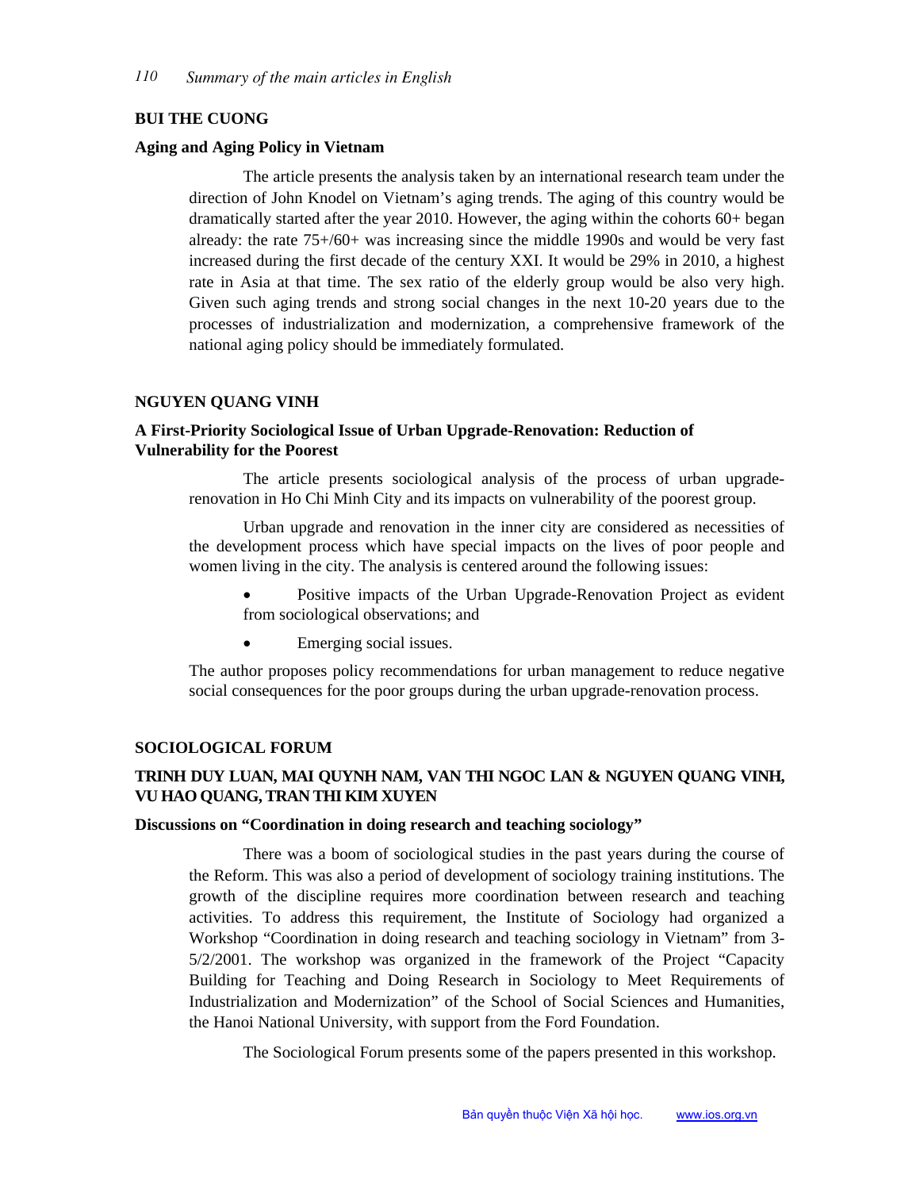**BUI THE CUONG**

**Aging and Aging Policy in Vietnam**

The article presents the analysis taken by an international research team under the direction of John Knodel on Vietnam's aging trends. The aging of this country would be dramatically started after the year 2010. However, the aging within the cohorts 60+ began already: the rate 75+/60+ was increasing since the middle 1990s and would be very fast increased during the first decade of the century XXI. It would be 29% in 2010, a highest rate in Asia at that time. The sex ratio of the elderly group would be also very high. Given such aging trends and strong social changes in the next 10-20 years due to the processes of industrialization and modernization, a comprehensive framework of the national aging policy should be immediately formulated.

**NGUYEN QUANG VINH**

**A First-Priority Sociological Issue of Urban Upgrade-Renovation: Reduction of Vulnerability for the Poorest**

The article presents sociological analysis of the process of urban upgrade-renovation in Ho Chi Minh City and its impacts on vulnerability of the poorest group.

Urban upgrade and renovation in the inner city are considered as necessities of the development process which have special impacts on the lives of poor people and women living in the city. The analysis is centered around the following issues:

- Positive impacts of the Urban Upgrade-Renovation Project as evident from sociological observations; and
- Emerging social issues.

The author proposes policy recommendations for urban management to reduce negative social consequences for the poor groups during the urban upgrade-renovation process.

**SOCIOLOGICAL FORUM**

**TRINH DUY LUAN, MAI QUYNH NAM, VAN THI NGOC LAN & NGUYEN QUANG VINH, VU HAO QUANG, TRAN THI KIM XUYEN**

**Discussions on "Coordination in doing research and teaching sociology"**

There was a boom of sociological studies in the past years during the course of the Reform. This was also a period of development of sociology training institutions. The growth of the discipline requires more coordination between research and teaching activities. To address this requirement, the Institute of Sociology had organized a Workshop "Coordination in doing research and teaching sociology in Vietnam" from 3-5/2/2001. The workshop was organized in the framework of the Project "Capacity Building for Teaching and Doing Research in Sociology to Meet Requirements of Industrialization and Modernization" of the School of Social Sciences and Humanities, the Hanoi National University, with support from the Ford Foundation.

The Sociological Forum presents some of the papers presented in this workshop.